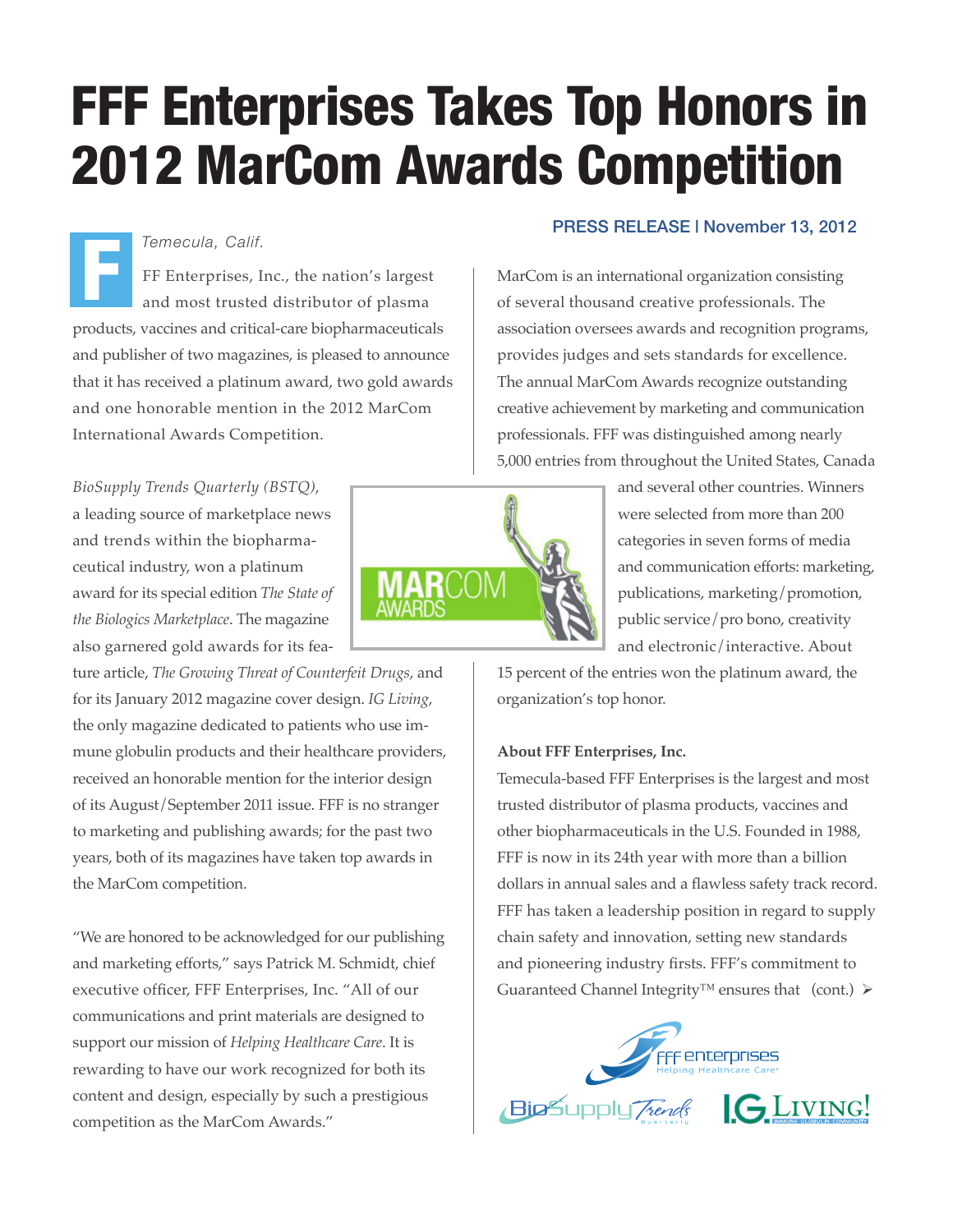# FFF Enterprises Takes Top Honors in 2012 MarCom Awards Competition

**PRESS RELEASE | November 13, 2012**

*Temecula, Calif.*

FFF Enterprises, Inc., the nation's largest and most trusted distributor of plasma products, vaccines and critical-care biopharmaceuticals and publisher of two magazines, is pleased to announce that it has received a platinum award, two gold awards and one honorable mention in the 2012 MarCom International Awards Competition.

*BioSupply Trends Quarterly (BSTQ)*, a leading source of marketplace news and trends within the biopharmaceutical industry, won a platinum award for its special edition *The State of the Biologics Marketplace*. The magazine also garnered gold awards for its feature article, *The Growing Threat of Counterfeit Drugs*, and for its January 2012 magazine cover design. *IG Living*, the only magazine dedicated to patients who use immune globulin products and their healthcare providers, received an honorable mention for the interior design of its August/September 2011 issue. FFF is no stranger to marketing and publishing awards; for the past two years, both of its magazines have taken top awards in the MarCom competition.

"We are honored to be acknowledged for our publishing and marketing efforts," says Patrick M. Schmidt, chief executive officer, FFF Enterprises, Inc. "All of our communications and print materials are designed to support our mission of *Helping Healthcare Care*. It is rewarding to have our work recognized for both its content and design, especially by such a prestigious competition as the MarCom Awards."

MarCom is an international organization consisting of several thousand creative professionals. The association oversees awards and recognition programs, provides judges and sets standards for excellence. The annual MarCom Awards recognize outstanding creative achievement by marketing and communication professionals. FFF was distinguished among nearly 5,000 entries from throughout the United States, Canada and several other countries. Winners were selected from more than 200 categories in seven forms of media and communication efforts: marketing, publications, marketing/promotion, public service/pro bono, creativity and electronic/interactive. About 15 percent of the entries won the platinum award, the organization's top honor.

**About FFF Enterprises, Inc.**

Temecula-based FFF Enterprises is the largest and most trusted distributor of plasma products, vaccines and other biopharmaceuticals in the U.S. Founded in 1988, FFF is now in its 24th year with more than a billion dollars in annual sales and a flawless safety track record. FFF has taken a leadership position in regard to supply chain safety and innovation, setting new standards and pioneering industry firsts. FFF's commitment to Guaranteed Channel Integrity™ ensures that (cont.) ➢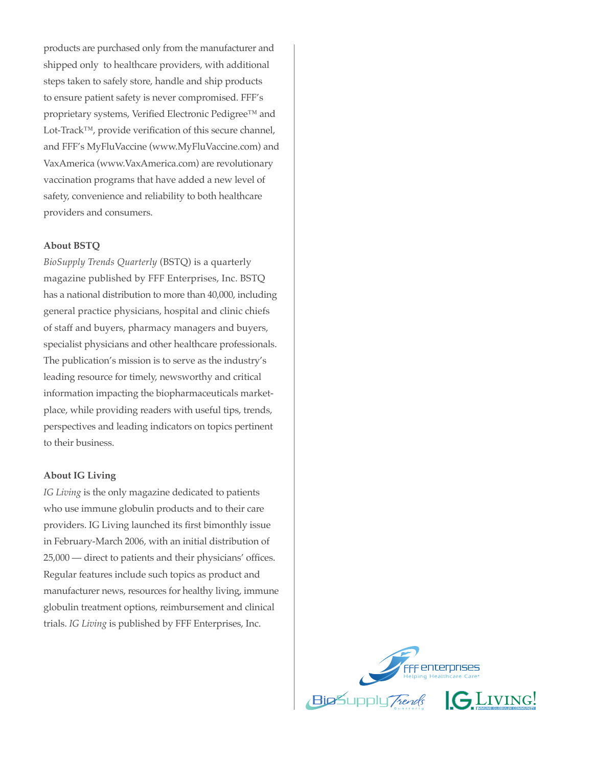products are purchased only from the manufacturer and shipped only to healthcare providers, with additional steps taken to safely store, handle and ship products to ensure patient safety is never compromised. FFF's proprietary systems, Verified Electronic Pedigree™ and Lot-Track™, provide verification of this secure channel, and FFF's MyFluVaccine (www.MyFluVaccine.com) and VaxAmerica (www.VaxAmerica.com) are revolutionary vaccination programs that have added a new level of safety, convenience and reliability to both healthcare providers and consumers.

**About BSTQ**

*BioSupply Trends Quarterly* (BSTQ) is a quarterly magazine published by FFF Enterprises, Inc. BSTQ has a national distribution to more than 40,000, including general practice physicians, hospital and clinic chiefs of staff and buyers, pharmacy managers and buyers, specialist physicians and other healthcare professionals. The publication's mission is to serve as the industry's leading resource for timely, newsworthy and critical information impacting the biopharmaceuticals marketplace, while providing readers with useful tips, trends, perspectives and leading indicators on topics pertinent to their business.

**About IG Living**

*IG Living* is the only magazine dedicated to patients who use immune globulin products and to their care providers. IG Living launched its first bimonthly issue in February-March 2006, with an initial distribution of 25,000 — direct to patients and their physicians' offices. Regular features include such topics as product and manufacturer news, resources for healthy living, immune globulin treatment options, reimbursement and clinical trials. *IG Living* is published by FFF Enterprises, Inc.

FFF enterprises
Helping Healthcare Care®

BioSupply Trends Quarterly

IG Living! Immune Globulin Community